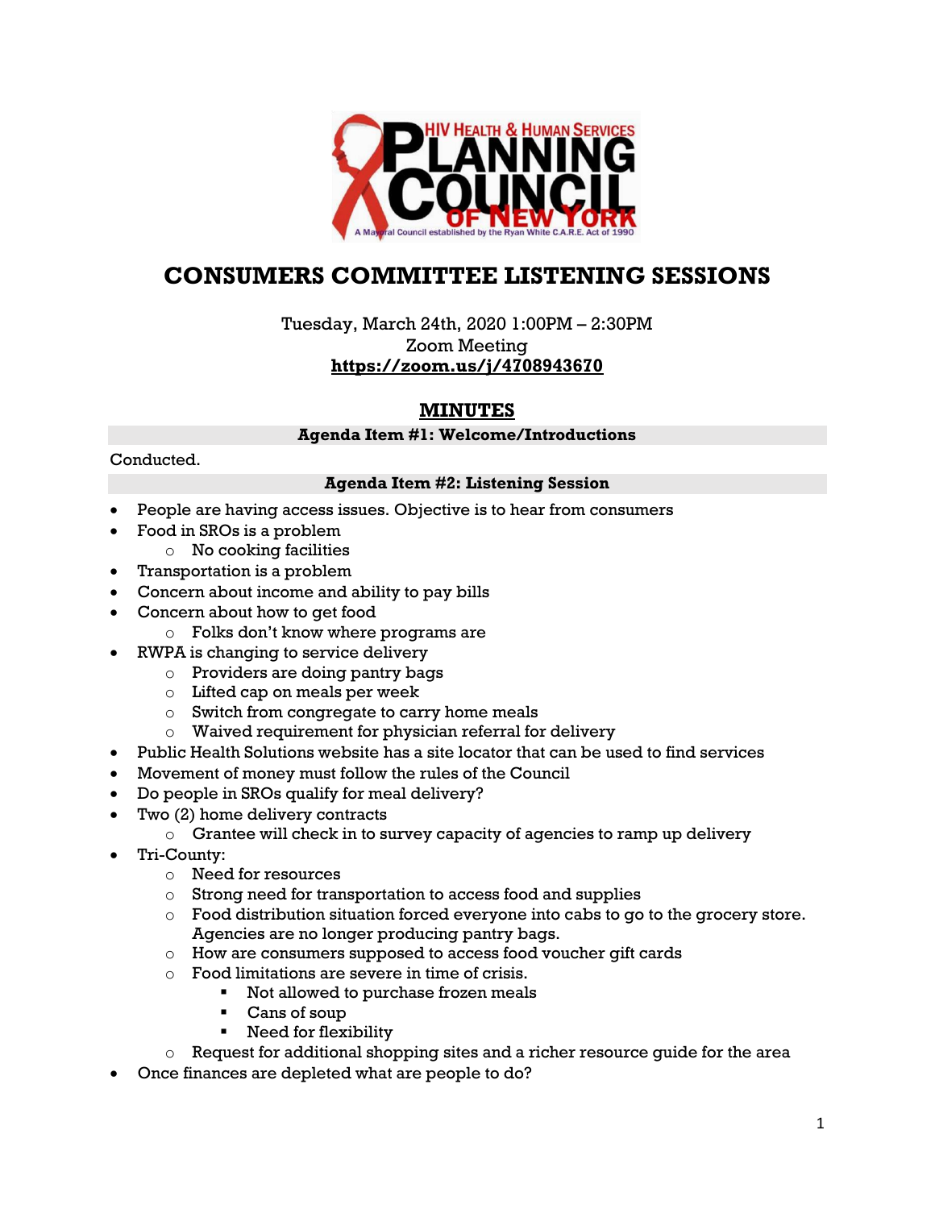# CONSUMERS COMMITTEE LISTENING SESSIONS

Tuesday, March 24th, 2020 1:00PM – 2:30PM
Zoom Meeting
**https://zoom.us/j/4708943670**

## MINUTES

### Agenda Item #1: Welcome/Introductions

Conducted.

### Agenda Item #2: Listening Session

- People are having access issues. Objective is to hear from consumers
- Food in SROs is a problem
  - No cooking facilities
- Transportation is a problem
- Concern about income and ability to pay bills
- Concern about how to get food
  - Folks don't know where programs are
- RWPA is changing to service delivery
  - Providers are doing pantry bags
  - Lifted cap on meals per week
  - Switch from congregate to carry home meals
  - Waived requirement for physician referral for delivery
- Public Health Solutions website has a site locator that can be used to find services
- Movement of money must follow the rules of the Council
- Do people in SROs qualify for meal delivery?
- Two (2) home delivery contracts
  - Grantee will check in to survey capacity of agencies to ramp up delivery
- Tri-County:
  - Need for resources
  - Strong need for transportation to access food and supplies
  - Food distribution situation forced everyone into cabs to go to the grocery store. Agencies are no longer producing pantry bags.
  - How are consumers supposed to access food voucher gift cards
  - Food limitations are severe in time of crisis.
    - Not allowed to purchase frozen meals
    - Cans of soup
    - Need for flexibility
  - Request for additional shopping sites and a richer resource guide for the area
- Once finances are depleted what are people to do?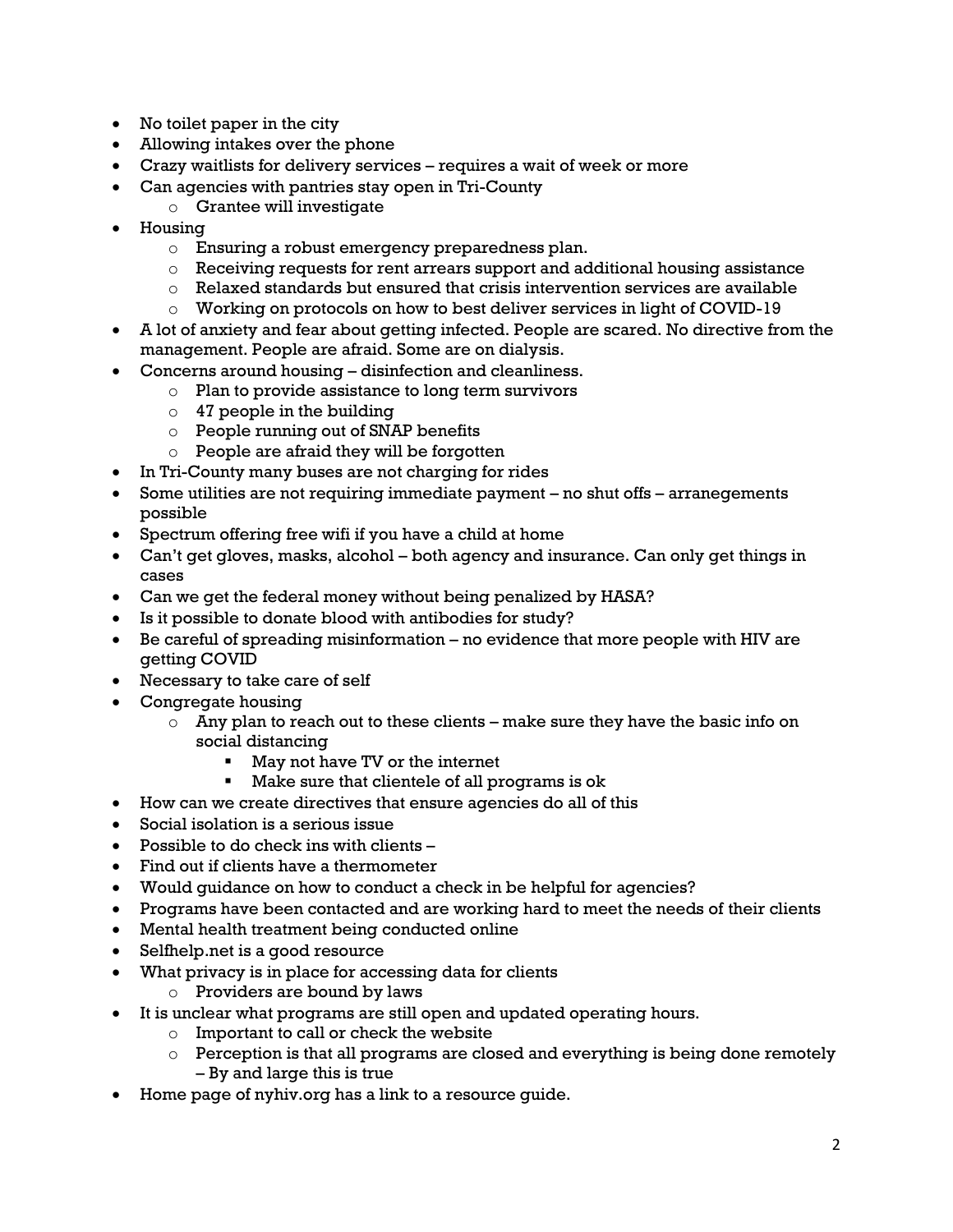- No toilet paper in the city
- Allowing intakes over the phone
- Crazy waitlists for delivery services – requires a wait of week or more
- Can agencies with pantries stay open in Tri-County
    - Grantee will investigate
- Housing
    - Ensuring a robust emergency preparedness plan.
    - Receiving requests for rent arrears support and additional housing assistance
    - Relaxed standards but ensured that crisis intervention services are available
    - Working on protocols on how to best deliver services in light of COVID-19
- A lot of anxiety and fear about getting infected. People are scared. No directive from the management. People are afraid. Some are on dialysis.
- Concerns around housing – disinfection and cleanliness.
    - Plan to provide assistance to long term survivors
    - 47 people in the building
    - People running out of SNAP benefits
    - People are afraid they will be forgotten
- In Tri-County many buses are not charging for rides
- Some utilities are not requiring immediate payment – no shut offs – arranegements possible
- Spectrum offering free wifi if you have a child at home
- Can't get gloves, masks, alcohol – both agency and insurance. Can only get things in cases
- Can we get the federal money without being penalized by HASA?
- Is it possible to donate blood with antibodies for study?
- Be careful of spreading misinformation – no evidence that more people with HIV are getting COVID
- Necessary to take care of self
- Congregate housing
    - Any plan to reach out to these clients – make sure they have the basic info on social distancing
        - May not have TV or the internet
        - Make sure that clientele of all programs is ok
- How can we create directives that ensure agencies do all of this
- Social isolation is a serious issue
- Possible to do check ins with clients –
- Find out if clients have a thermometer
- Would guidance on how to conduct a check in be helpful for agencies?
- Programs have been contacted and are working hard to meet the needs of their clients
- Mental health treatment being conducted online
- Selfhelp.net is a good resource
- What privacy is in place for accessing data for clients
    - Providers are bound by laws
- It is unclear what programs are still open and updated operating hours.
    - Important to call or check the website
    - Perception is that all programs are closed and everything is being done remotely – By and large this is true
- Home page of nyhiv.org has a link to a resource guide.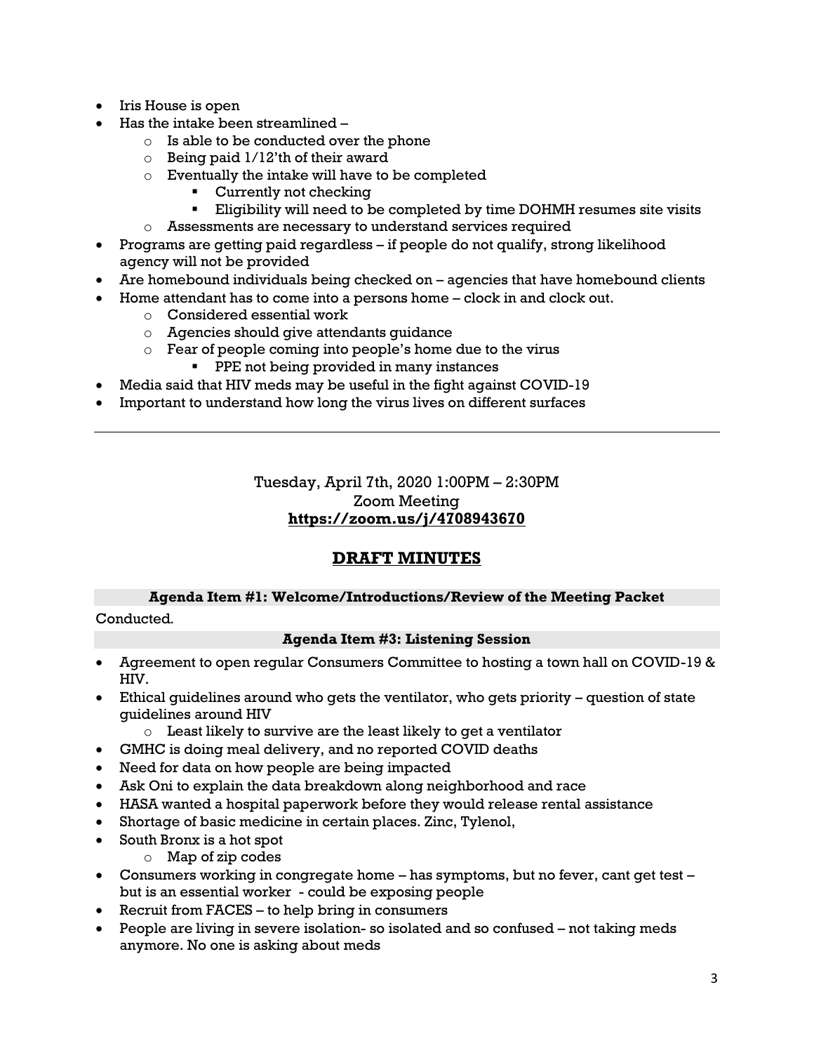- Iris House is open
- Has the intake been streamlined –
  - Is able to be conducted over the phone
  - Being paid 1/12'th of their award
  - Eventually the intake will have to be completed
    - Currently not checking
    - Eligibility will need to be completed by time DOHMH resumes site visits
  - Assessments are necessary to understand services required
- Programs are getting paid regardless – if people do not qualify, strong likelihood agency will not be provided
- Are homebound individuals being checked on – agencies that have homebound clients
- Home attendant has to come into a persons home – clock in and clock out.
  - Considered essential work
  - Agencies should give attendants guidance
  - Fear of people coming into people's home due to the virus
    - PPE not being provided in many instances
- Media said that HIV meds may be useful in the fight against COVID-19
- Important to understand how long the virus lives on different surfaces

---

Tuesday, April 7th, 2020 1:00PM – 2:30PM
Zoom Meeting
**https://zoom.us/j/4708943670**

## DRAFT MINUTES

**Agenda Item #1: Welcome/Introductions/Review of the Meeting Packet**

Conducted*.*

**Agenda Item #3: Listening Session**

- Agreement to open regular Consumers Committee to hosting a town hall on COVID-19 & HIV.
- Ethical guidelines around who gets the ventilator, who gets priority – question of state guidelines around HIV
  - Least likely to survive are the least likely to get a ventilator
- GMHC is doing meal delivery, and no reported COVID deaths
- Need for data on how people are being impacted
- Ask Oni to explain the data breakdown along neighborhood and race
- HASA wanted a hospital paperwork before they would release rental assistance
- Shortage of basic medicine in certain places. Zinc, Tylenol,
- South Bronx is a hot spot
  - Map of zip codes
- Consumers working in congregate home – has symptoms, but no fever, cant get test – but is an essential worker - could be exposing people
- Recruit from FACES – to help bring in consumers
- People are living in severe isolation- so isolated and so confused – not taking meds anymore. No one is asking about meds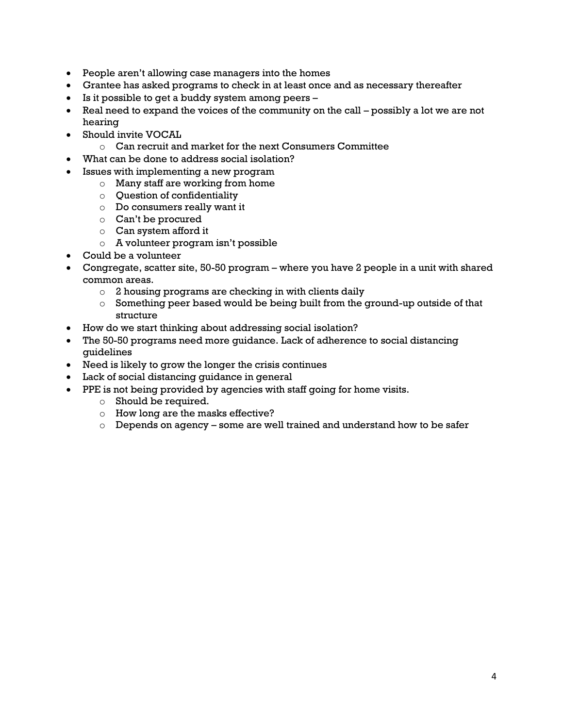- People aren't allowing case managers into the homes
- Grantee has asked programs to check in at least once and as necessary thereafter
- Is it possible to get a buddy system among peers –
- Real need to expand the voices of the community on the call – possibly a lot we are not hearing
- Should invite VOCAL
    - Can recruit and market for the next Consumers Committee
- What can be done to address social isolation?
- Issues with implementing a new program
    - Many staff are working from home
    - Question of confidentiality
    - Do consumers really want it
    - Can't be procured
    - Can system afford it
    - A volunteer program isn't possible
- Could be a volunteer
- Congregate, scatter site, 50-50 program – where you have 2 people in a unit with shared common areas.
    - 2 housing programs are checking in with clients daily
    - Something peer based would be being built from the ground-up outside of that structure
- How do we start thinking about addressing social isolation?
- The 50-50 programs need more guidance. Lack of adherence to social distancing guidelines
- Need is likely to grow the longer the crisis continues
- Lack of social distancing guidance in general
- PPE is not being provided by agencies with staff going for home visits.
    - Should be required.
    - How long are the masks effective?
    - Depends on agency – some are well trained and understand how to be safer